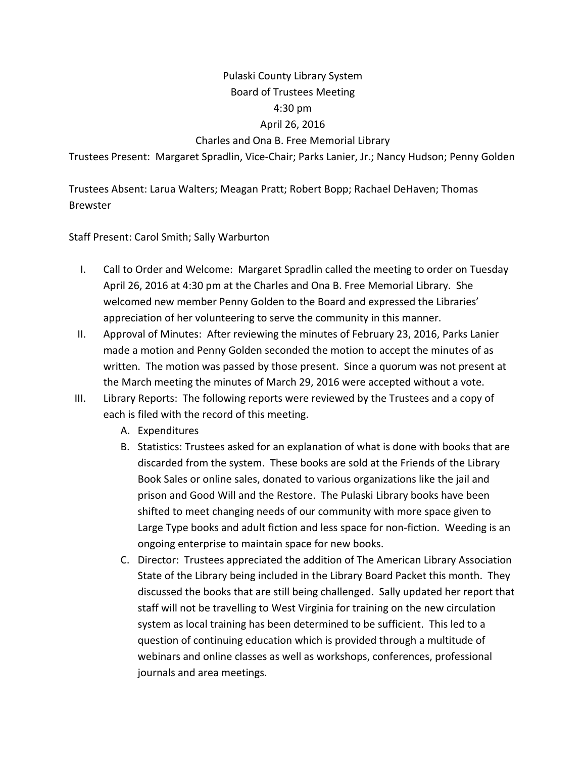Pulaski County Library System

Board of Trustees Meeting

4:30 pm

April 26, 2016

Charles and Ona B. Free Memorial Library

Trustees Present: Margaret Spradlin, Vice-Chair; Parks Lanier, Jr.; Nancy Hudson; Penny Golden

Trustees Absent: Larua Walters; Meagan Pratt; Robert Bopp; Rachael DeHaven; Thomas Brewster

Staff Present: Carol Smith; Sally Warburton

I. Call to Order and Welcome: Margaret Spradlin called the meeting to order on Tuesday April 26, 2016 at 4:30 pm at the Charles and Ona B. Free Memorial Library. She welcomed new member Penny Golden to the Board and expressed the Libraries' appreciation of her volunteering to serve the community in this manner.

II. Approval of Minutes: After reviewing the minutes of February 23, 2016, Parks Lanier made a motion and Penny Golden seconded the motion to accept the minutes of as written. The motion was passed by those present. Since a quorum was not present at the March meeting the minutes of March 29, 2016 were accepted without a vote.

III. Library Reports: The following reports were reviewed by the Trustees and a copy of each is filed with the record of this meeting.

   A. Expenditures

   B. Statistics: Trustees asked for an explanation of what is done with books that are discarded from the system. These books are sold at the Friends of the Library Book Sales or online sales, donated to various organizations like the jail and prison and Good Will and the Restore. The Pulaski Library books have been shifted to meet changing needs of our community with more space given to Large Type books and adult fiction and less space for non-fiction. Weeding is an ongoing enterprise to maintain space for new books.

   C. Director: Trustees appreciated the addition of The American Library Association State of the Library being included in the Library Board Packet this month. They discussed the books that are still being challenged. Sally updated her report that staff will not be travelling to West Virginia for training on the new circulation system as local training has been determined to be sufficient. This led to a question of continuing education which is provided through a multitude of webinars and online classes as well as workshops, conferences, professional journals and area meetings.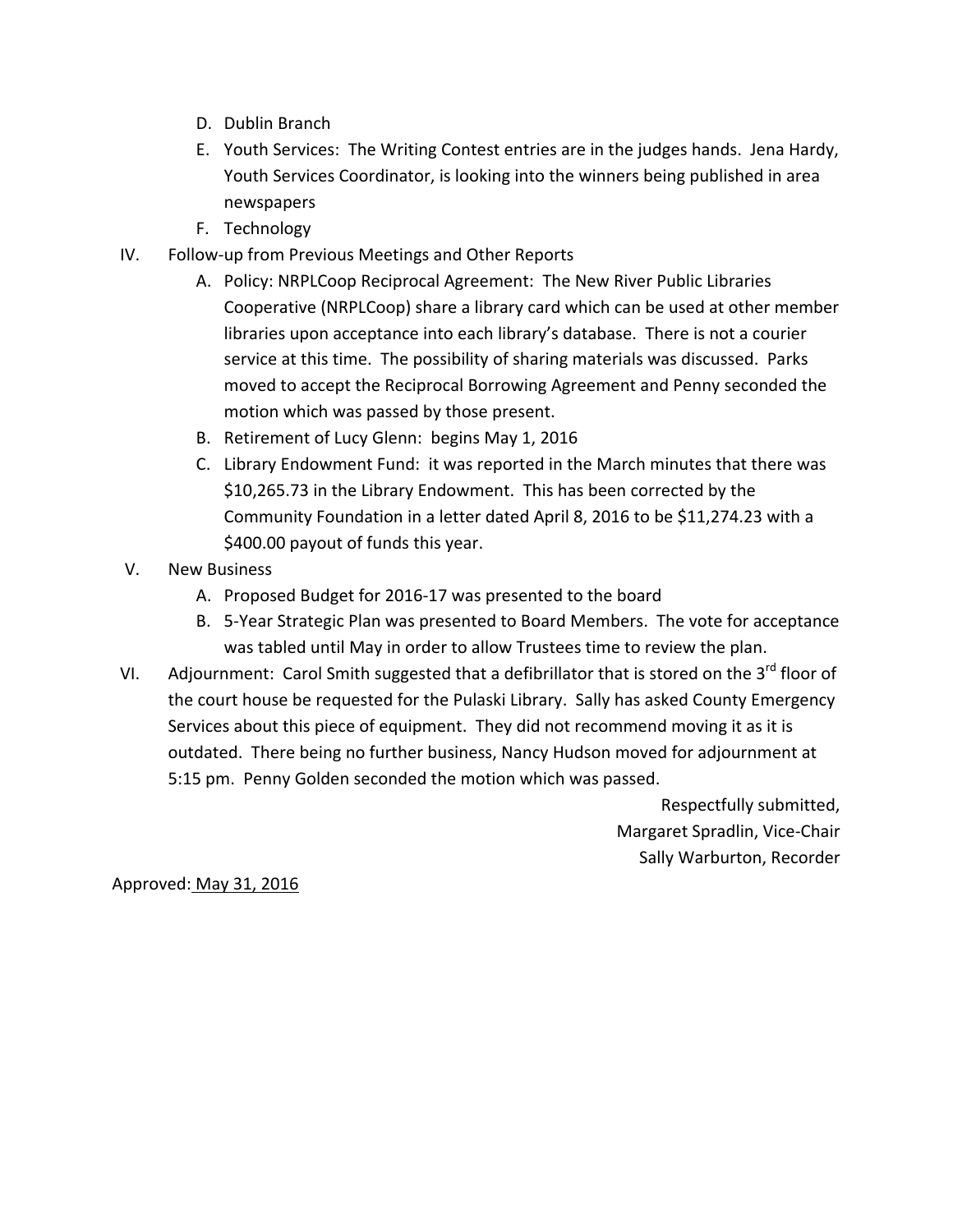D. Dublin Branch
E. Youth Services: The Writing Contest entries are in the judges hands. Jena Hardy, Youth Services Coordinator, is looking into the winners being published in area newspapers
F. Technology

IV. Follow-up from Previous Meetings and Other Reports
   A. Policy: NRPLCoop Reciprocal Agreement: The New River Public Libraries Cooperative (NRPLCoop) share a library card which can be used at other member libraries upon acceptance into each library's database. There is not a courier service at this time. The possibility of sharing materials was discussed. Parks moved to accept the Reciprocal Borrowing Agreement and Penny seconded the motion which was passed by those present.
   B. Retirement of Lucy Glenn: begins May 1, 2016
   C. Library Endowment Fund: it was reported in the March minutes that there was $10,265.73 in the Library Endowment. This has been corrected by the Community Foundation in a letter dated April 8, 2016 to be $11,274.23 with a $400.00 payout of funds this year.

V. New Business
   A. Proposed Budget for 2016-17 was presented to the board
   B. 5-Year Strategic Plan was presented to Board Members. The vote for acceptance was tabled until May in order to allow Trustees time to review the plan.

VI. Adjournment: Carol Smith suggested that a defibrillator that is stored on the 3rd floor of the court house be requested for the Pulaski Library. Sally has asked County Emergency Services about this piece of equipment. They did not recommend moving it as it is outdated. There being no further business, Nancy Hudson moved for adjournment at 5:15 pm. Penny Golden seconded the motion which was passed.

Respectfully submitted,
Margaret Spradlin, Vice-Chair
Sally Warburton, Recorder

Approved: May 31, 2016